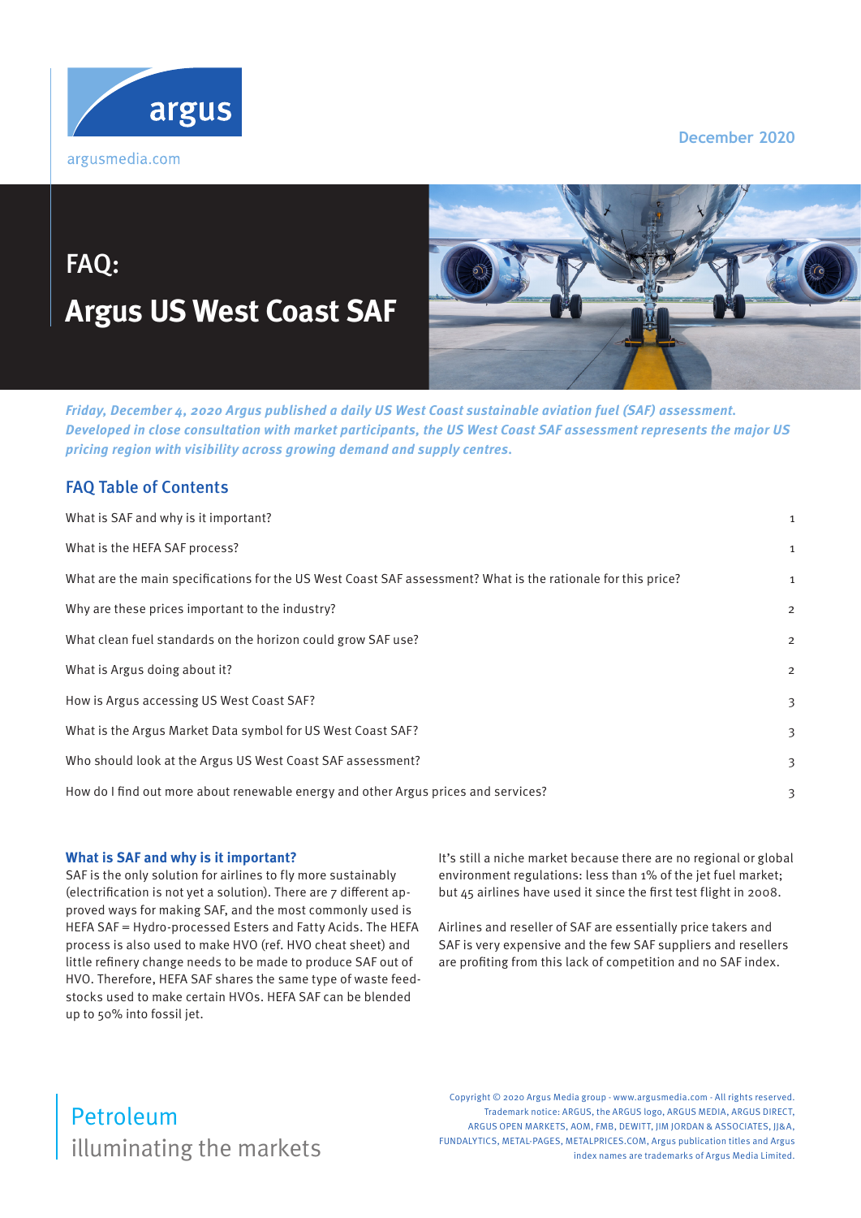argusmedia.com

December 2020

# FAQ: Argus US West Coast SAF

***Friday, December 4, 2020 Argus published a daily US West Coast sustainable aviation fuel (SAF) assessment. Developed in close consultation with market participants, the US West Coast SAF assessment represents the major US pricing region with visibility across growing demand and supply centres.***

## FAQ Table of Contents

| | |
|---|---|
| What is SAF and why is it important? | 1 |
| What is the HEFA SAF process? | 1 |
| What are the main specifications for the US West Coast SAF assessment? What is the rationale for this price? | 1 |
| Why are these prices important to the industry? | 2 |
| What clean fuel standards on the horizon could grow SAF use? | 2 |
| What is Argus doing about it? | 2 |
| How is Argus accessing US West Coast SAF? | 3 |
| What is the Argus Market Data symbol for US West Coast SAF? | 3 |
| Who should look at the Argus US West Coast SAF assessment? | 3 |
| How do I find out more about renewable energy and other Argus prices and services? | 3 |

### What is SAF and why is it important?

SAF is the only solution for airlines to fly more sustainably (electrification is not yet a solution). There are 7 different approved ways for making SAF, and the most commonly used is HEFA SAF = Hydro-processed Esters and Fatty Acids. The HEFA process is also used to make HVO (ref. HVO cheat sheet) and little refinery change needs to be made to produce SAF out of HVO. Therefore, HEFA SAF shares the same type of waste feedstocks used to make certain HVOs. HEFA SAF can be blended up to 50% into fossil jet.

It's still a niche market because there are no regional or global environment regulations: less than 1% of the jet fuel market; but 45 airlines have used it since the first test flight in 2008.

Airlines and reseller of SAF are essentially price takers and SAF is very expensive and the few SAF suppliers and resellers are profiting from this lack of competition and no SAF index.

Petroleum
illuminating the markets

Copyright © 2020 Argus Media group - www.argusmedia.com - All rights reserved. Trademark notice: ARGUS, the ARGUS logo, ARGUS MEDIA, ARGUS DIRECT, ARGUS OPEN MARKETS, AOM, FMB, DEWITT, JIM JORDAN & ASSOCIATES, JJ&A, FUNDALYTICS, METAL-PAGES, METALPRICES.COM, Argus publication titles and Argus index names are trademarks of Argus Media Limited.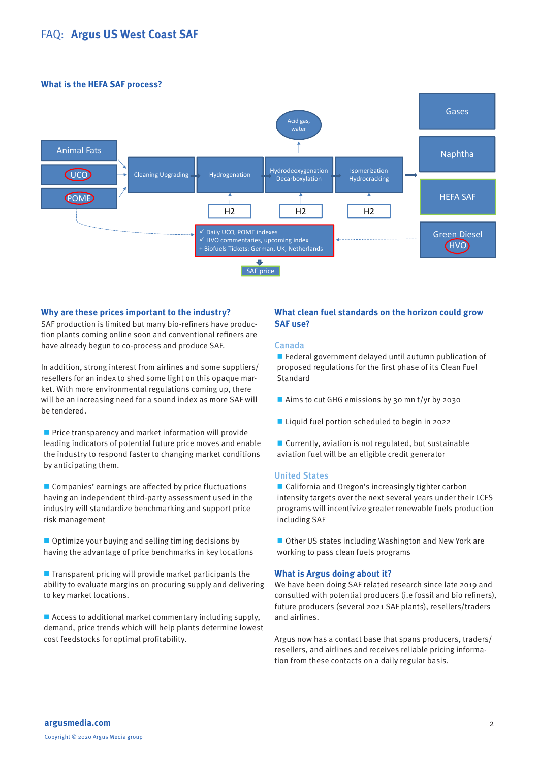## What is the HEFA SAF process?

Animal Fats

UCO

POME

Cleaning Upgrading

Hydrogenation

Hydrodeoxygenation Decarboxylation

Isomerization Hydrocracking

Acid gas, water

H2

H2

H2

Gases

Naphtha

HEFA SAF

Green Diesel HVO

✓ Daily UCO, POME indexes
✓ HVO commentaries, upcoming index
+ Biofuels Tickets: German, UK, Netherlands

SAF price

## Why are these prices important to the industry?

SAF production is limited but many bio-refiners have production plants coming online soon and conventional refiners are have already begun to co-process and produce SAF.

In addition, strong interest from airlines and some suppliers/resellers for an index to shed some light on this opaque market. With more environmental regulations coming up, there will be an increasing need for a sound index as more SAF will be tendered.

- Price transparency and market information will provide leading indicators of potential future price moves and enable the industry to respond faster to changing market conditions by anticipating them.
- Companies' earnings are affected by price fluctuations – having an independent third-party assessment used in the industry will standardize benchmarking and support price risk management
- Optimize your buying and selling timing decisions by having the advantage of price benchmarks in key locations
- Transparent pricing will provide market participants the ability to evaluate margins on procuring supply and delivering to key market locations.
- Access to additional market commentary including supply, demand, price trends which will help plants determine lowest cost feedstocks for optimal profitability.

## What clean fuel standards on the horizon could grow SAF use?

### Canada

- Federal government delayed until autumn publication of proposed regulations for the first phase of its Clean Fuel Standard
- Aims to cut GHG emissions by 30 mn t/yr by 2030
- Liquid fuel portion scheduled to begin in 2022
- Currently, aviation is not regulated, but sustainable aviation fuel will be an eligible credit generator

### United States

- California and Oregon's increasingly tighter carbon intensity targets over the next several years under their LCFS programs will incentivize greater renewable fuels production including SAF
- Other US states including Washington and New York are working to pass clean fuels programs

## What is Argus doing about it?

We have been doing SAF related research since late 2019 and consulted with potential producers (i.e fossil and bio refiners), future producers (several 2021 SAF plants), resellers/traders and airlines.

Argus now has a contact base that spans producers, traders/resellers, and airlines and receives reliable pricing information from these contacts on a daily regular basis.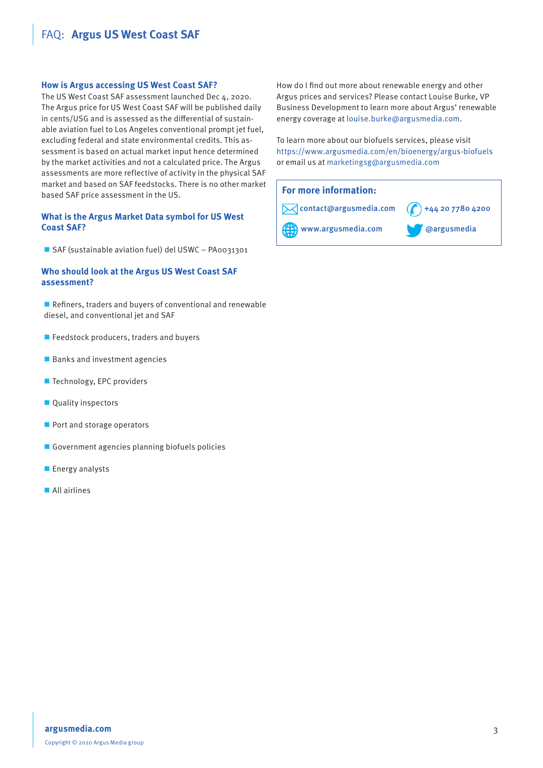### How is Argus accessing US West Coast SAF?

The US West Coast SAF assessment launched Dec 4, 2020. The Argus price for US West Coast SAF will be published daily in cents/USG and is assessed as the differential of sustainable aviation fuel to Los Angeles conventional prompt jet fuel, excluding federal and state environmental credits. This assessment is based on actual market input hence determined by the market activities and not a calculated price. The Argus assessments are more reflective of activity in the physical SAF market and based on SAF feedstocks. There is no other market based SAF price assessment in the US.

### What is the Argus Market Data symbol for US West Coast SAF?

- SAF (sustainable aviation fuel) del USWC – PA0031301

### Who should look at the Argus US West Coast SAF assessment?

- Refiners, traders and buyers of conventional and renewable diesel, and conventional jet and SAF
- Feedstock producers, traders and buyers
- Banks and investment agencies
- Technology, EPC providers
- Quality inspectors
- Port and storage operators
- Government agencies planning biofuels policies
- Energy analysts
- All airlines

How do I find out more about renewable energy and other Argus prices and services? Please contact Louise Burke, VP Business Development to learn more about Argus' renewable energy coverage at louise.burke@argusmedia.com.

To learn more about our biofuels services, please visit https://www.argusmedia.com/en/bioenergy/argus-biofuels or email us at marketingsg@argusmedia.com

**For more information:**

contact@argusmedia.com

+44 20 7780 4200

www.argusmedia.com

@argusmedia